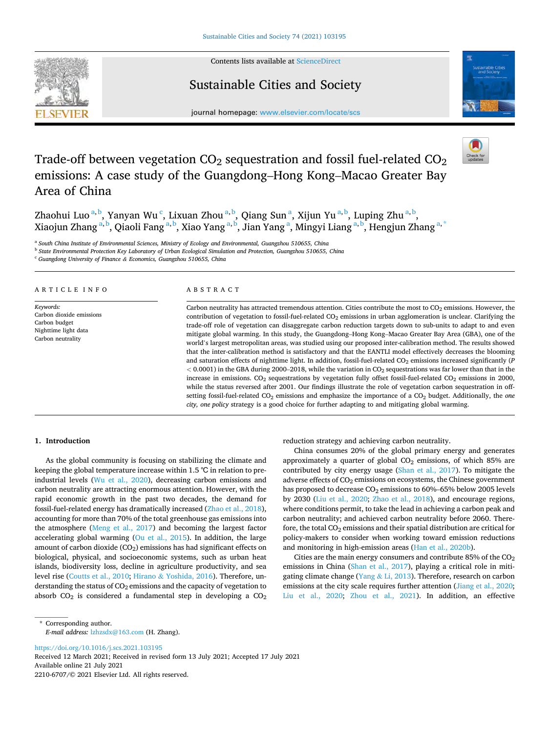# Trade-off between vegetation $CO_2$ sequestration and fossil fuel-related $CO_2$ emissions: A case study of the Guangdong–Hong Kong–Macao Greater Bay Area of China

Zhaohui Luo [a,b], Yanyan Wu [c], Lixuan Zhou [a,b], Qiang Sun [a], Xijun Yu [a,b], Luping Zhu [a,b], Xiaojun Zhang [a,b], Qiaoli Fang [a,b], Xiao Yang [a,b], Jian Yang [a], Mingyi Liang [a,b], Hengjun Zhang [a,*]

[a] South China Institute of Environmental Sciences, Ministry of Ecology and Environmental, Guangzhou 510655, China
[b] State Environmental Protection Key Laboratory of Urban Ecological Simulation and Protection, Guangzhou 510655, China
[c] Guangdong University of Finance & Economics, Guangzhou 510655, China

## ARTICLE INFO

*Keywords:*
Carbon dioxide emissions
Carbon budget
Nighttime light data
Carbon neutrality

## ABSTRACT

Carbon neutrality has attracted tremendous attention. Cities contribute the most to $CO_2$ emissions. However, the contribution of vegetation to fossil-fuel-related $CO_2$ emissions in urban agglomeration is unclear. Clarifying the trade-off role of vegetation can disaggregate carbon reduction targets down to sub-units to adapt to and even mitigate global warming. In this study, the Guangdong–Hong Kong–Macao Greater Bay Area (GBA), one of the world's largest metropolitan areas, was studied using our proposed inter-calibration method. The results showed that the inter-calibration method is satisfactory and that the EANTLI model effectively decreases the blooming and saturation effects of nighttime light. In addition, fossil-fuel-related $CO_2$ emissions increased significantly ($P < 0.0001$) in the GBA during 2000–2018, while the variation in $CO_2$ sequestrations was far lower than that in the increase in emissions. $CO_2$ sequestrations by vegetation fully offset fossil-fuel-related $CO_2$ emissions in 2000, while the status reversed after 2001. Our findings illustrate the role of vegetation carbon sequestration in offsetting fossil-fuel-related $CO_2$ emissions and emphasize the importance of a $CO_2$ budget. Additionally, the *one city, one policy* strategy is a good choice for further adapting to and mitigating global warming.

## 1. Introduction

As the global community is focusing on stabilizing the climate and keeping the global temperature increase within 1.5 ℃ in relation to pre-industrial levels (Wu et al., 2020), decreasing carbon emissions and carbon neutrality are attracting enormous attention. However, with the rapid economic growth in the past two decades, the demand for fossil-fuel-related energy has dramatically increased (Zhao et al., 2018), accounting for more than 70% of the total greenhouse gas emissions into the atmosphere (Meng et al., 2017) and becoming the largest factor accelerating global warming (Ou et al., 2015). In addition, the large amount of carbon dioxide ($CO_2$) emissions has had significant effects on biological, physical, and socioeconomic systems, such as urban heat islands, biodiversity loss, decline in agriculture productivity, and sea level rise (Coutts et al., 2010; Hirano & Yoshida, 2016). Therefore, understanding the status of $CO_2$ emissions and the capacity of vegetation to absorb $CO_2$ is considered a fundamental step in developing a $CO_2$ reduction strategy and achieving carbon neutrality.

China consumes 20% of the global primary energy and generates approximately a quarter of global $CO_2$ emissions, of which 85% are contributed by city energy usage (Shan et al., 2017). To mitigate the adverse effects of $CO_2$ emissions on ecosystems, the Chinese government has proposed to decrease $CO_2$ emissions to 60%–65% below 2005 levels by 2030 (Liu et al., 2020; Zhao et al., 2018), and encourage regions, where conditions permit, to take the lead in achieving a carbon peak and carbon neutrality; and achieved carbon neutrality before 2060. Therefore, the total $CO_2$ emissions and their spatial distribution are critical for policy-makers to consider when working toward emission reductions and monitoring in high-emission areas (Han et al., 2020b).

Cities are the main energy consumers and contribute 85% of the $CO_2$ emissions in China (Shan et al., 2017), playing a critical role in mitigating climate change (Yang & Li, 2013). Therefore, research on carbon emissions at the city scale requires further attention (Jiang et al., 2020; Liu et al., 2020; Zhou et al., 2021). In addition, an effective

\* Corresponding author.
*E-mail address:* lzhzsdx@163.com (H. Zhang).

https://doi.org/10.1016/j.scs.2021.103195
Received 12 March 2021; Received in revised form 13 July 2021; Accepted 17 July 2021
Available online 21 July 2021
2210-6707/© 2021 Elsevier Ltd. All rights reserved.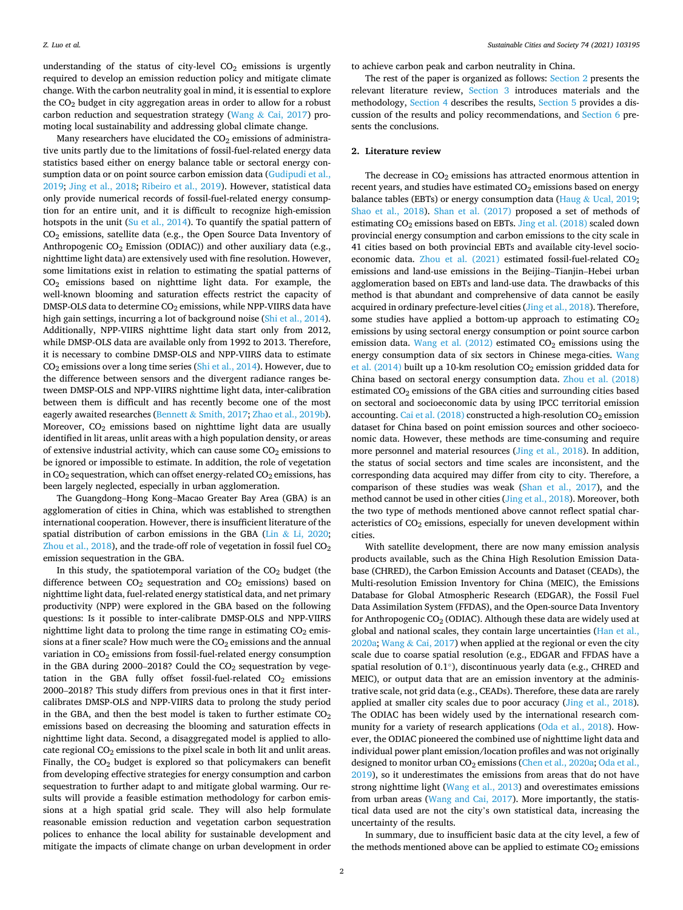understanding of the status of city-level $CO_2$ emissions is urgently required to develop an emission reduction policy and mitigate climate change. With the carbon neutrality goal in mind, it is essential to explore the $CO_2$ budget in city aggregation areas in order to allow for a robust carbon reduction and sequestration strategy (Wang & Cai, 2017) promoting local sustainability and addressing global climate change.

Many researchers have elucidated the $CO_2$ emissions of administrative units partly due to the limitations of fossil-fuel-related energy data statistics based either on energy balance table or sectoral energy consumption data or on point source carbon emission data (Gudipudi et al., 2019; Jing et al., 2018; Ribeiro et al., 2019). However, statistical data only provide numerical records of fossil-fuel-related energy consumption for an entire unit, and it is difficult to recognize high-emission hotspots in the unit (Su et al., 2014). To quantify the spatial pattern of $CO_2$ emissions, satellite data (e.g., the Open Source Data Inventory of Anthropogenic $CO_2$ Emission (ODIAC)) and other auxiliary data (e.g., nighttime light data) are extensively used with fine resolution. However, some limitations exist in relation to estimating the spatial patterns of $CO_2$ emissions based on nighttime light data. For example, the well-known blooming and saturation effects restrict the capacity of DMSP-OLS data to determine $CO_2$ emissions, while NPP-VIIRS data have high gain settings, incurring a lot of background noise (Shi et al., 2014). Additionally, NPP-VIIRS nighttime light data start only from 2012, while DMSP-OLS data are available only from 1992 to 2013. Therefore, it is necessary to combine DMSP-OLS and NPP-VIIRS data to estimate $CO_2$ emissions over a long time series (Shi et al., 2014). However, due to the difference between sensors and the divergent radiance ranges between DMSP-OLS and NPP-VIIRS nighttime light data, inter-calibration between them is difficult and has recently become one of the most eagerly awaited researches (Bennett & Smith, 2017; Zhao et al., 2019b). Moreover, $CO_2$ emissions based on nighttime light data are usually identified in lit areas, unlit areas with a high population density, or areas of extensive industrial activity, which can cause some $CO_2$ emissions to be ignored or impossible to estimate. In addition, the role of vegetation in $CO_2$ sequestration, which can offset energy-related $CO_2$ emissions, has been largely neglected, especially in urban agglomeration.

The Guangdong–Hong Kong–Macao Greater Bay Area (GBA) is an agglomeration of cities in China, which was established to strengthen international cooperation. However, there is insufficient literature of the spatial distribution of carbon emissions in the GBA (Lin & Li, 2020; Zhou et al., 2018), and the trade-off role of vegetation in fossil fuel $CO_2$ emission sequestration in the GBA.

In this study, the spatiotemporal variation of the $CO_2$ budget (the difference between $CO_2$ sequestration and $CO_2$ emissions) based on nighttime light data, fuel-related energy statistical data, and net primary productivity (NPP) were explored in the GBA based on the following questions: Is it possible to inter-calibrate DMSP-OLS and NPP-VIIRS nighttime light data to prolong the time range in estimating $CO_2$ emissions at a finer scale? How much were the $CO_2$ emissions and the annual variation in $CO_2$ emissions from fossil-fuel-related energy consumption in the GBA during 2000–2018? Could the $CO_2$ sequestration by vegetation in the GBA fully offset fossil-fuel-related $CO_2$ emissions 2000–2018? This study differs from previous ones in that it first inter-calibrates DMSP-OLS and NPP-VIIRS data to prolong the study period in the GBA, and then the best model is taken to further estimate $CO_2$ emissions based on decreasing the blooming and saturation effects in nighttime light data. Second, a disaggregated model is applied to allocate regional $CO_2$ emissions to the pixel scale in both lit and unlit areas. Finally, the $CO_2$ budget is explored so that policymakers can benefit from developing effective strategies for energy consumption and carbon sequestration to further adapt to and mitigate global warming. Our results will provide a feasible estimation methodology for carbon emissions at a high spatial grid scale. They will also help formulate reasonable emission reduction and vegetation carbon sequestration polices to enhance the local ability for sustainable development and mitigate the impacts of climate change on urban development in order to achieve carbon peak and carbon neutrality in China.

The rest of the paper is organized as follows: Section 2 presents the relevant literature review, Section 3 introduces materials and the methodology, Section 4 describes the results, Section 5 provides a discussion of the results and policy recommendations, and Section 6 presents the conclusions.

## 2. Literature review

The decrease in $CO_2$ emissions has attracted enormous attention in recent years, and studies have estimated $CO_2$ emissions based on energy balance tables (EBTs) or energy consumption data (Haug & Ucal, 2019; Shao et al., 2018). Shan et al. (2017) proposed a set of methods of estimating $CO_2$ emissions based on EBTs. Jing et al. (2018) scaled down provincial energy consumption and carbon emissions to the city scale in 41 cities based on both provincial EBTs and available city-level socioeconomic data. Zhou et al. (2021) estimated fossil-fuel-related $CO_2$ emissions and land-use emissions in the Beijing–Tianjin–Hebei urban agglomeration based on EBTs and land-use data. The drawbacks of this method is that abundant and comprehensive of data cannot be easily acquired in ordinary prefecture-level cities (Jing et al., 2018). Therefore, some studies have applied a bottom-up approach to estimating $CO_2$ emissions by using sectoral energy consumption or point source carbon emission data. Wang et al. (2012) estimated $CO_2$ emissions using the energy consumption data of six sectors in Chinese mega-cities. Wang et al. (2014) built up a 10-km resolution $CO_2$ emission gridded data for China based on sectoral energy consumption data. Zhou et al. (2018) estimated $CO_2$ emissions of the GBA cities and surrounding cities based on sectoral and socioeconomic data by using IPCC territorial emission accounting. Cai et al. (2018) constructed a high-resolution $CO_2$ emission dataset for China based on point emission sources and other socioeconomic data. However, these methods are time-consuming and require more personnel and material resources (Jing et al., 2018). In addition, the status of social sectors and time scales are inconsistent, and the corresponding data acquired may differ from city to city. Therefore, a comparison of these studies was weak (Shan et al., 2017), and the method cannot be used in other cities (Jing et al., 2018). Moreover, both the two type of methods mentioned above cannot reflect spatial characteristics of $CO_2$ emissions, especially for uneven development within cities.

With satellite development, there are now many emission analysis products available, such as the China High Resolution Emission Database (CHRED), the Carbon Emission Accounts and Dataset (CEADs), the Multi-resolution Emission Inventory for China (MEIC), the Emissions Database for Global Atmospheric Research (EDGAR), the Fossil Fuel Data Assimilation System (FFDAS), and the Open-source Data Inventory for Anthropogenic $CO_2$ (ODIAC). Although these data are widely used at global and national scales, they contain large uncertainties (Han et al., 2020a; Wang & Cai, 2017) when applied at the regional or even the city scale due to coarse spatial resolution (e.g., EDGAR and FFDAS have a spatial resolution of 0.1°), discontinuous yearly data (e.g., CHRED and MEIC), or output data that are an emission inventory at the administrative scale, not grid data (e.g., CEADs). Therefore, these data are rarely applied at smaller city scales due to poor accuracy (Jing et al., 2018). The ODIAC has been widely used by the international research community for a variety of research applications (Oda et al., 2018). However, the ODIAC pioneered the combined use of nighttime light data and individual power plant emission/location profiles and was not originally designed to monitor urban $CO_2$ emissions (Chen et al., 2020a; Oda et al., 2019), so it underestimates the emissions from areas that do not have strong nighttime light (Wang et al., 2013) and overestimates emissions from urban areas (Wang and Cai, 2017). More importantly, the statistical data used are not the city's own statistical data, increasing the uncertainty of the results.

In summary, due to insufficient basic data at the city level, a few of the methods mentioned above can be applied to estimate $CO_2$ emissions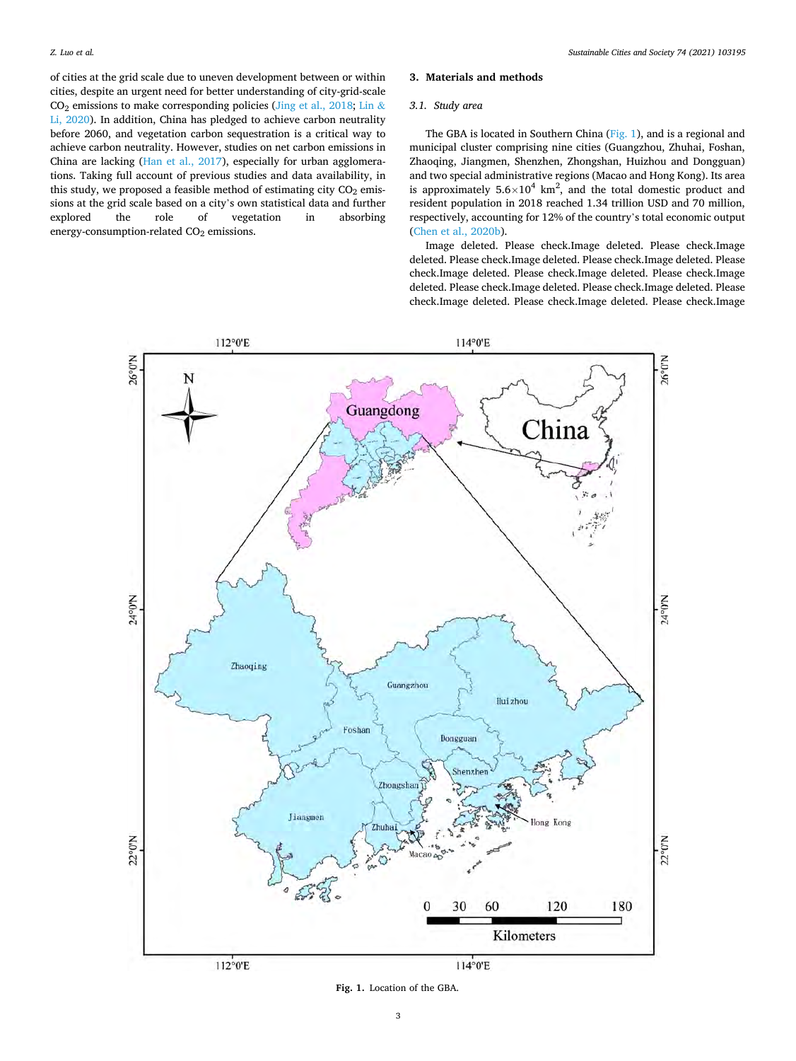of cities at the grid scale due to uneven development between or within cities, despite an urgent need for better understanding of city-grid-scale $CO_2$ emissions to make corresponding policies (Jing et al., 2018; Lin & Li, 2020). In addition, China has pledged to achieve carbon neutrality before 2060, and vegetation carbon sequestration is a critical way to achieve carbon neutrality. However, studies on net carbon emissions in China are lacking (Han et al., 2017), especially for urban agglomerations. Taking full account of previous studies and data availability, in this study, we proposed a feasible method of estimating city $CO_2$ emissions at the grid scale based on a city's own statistical data and further explored the role of vegetation in absorbing energy-consumption-related $CO_2$ emissions.

## 3. Materials and methods

### 3.1. Study area

The GBA is located in Southern China (Fig. 1), and is a regional and municipal cluster comprising nine cities (Guangzhou, Zhuhai, Foshan, Zhaoqing, Jiangmen, Shenzhen, Zhongshan, Huizhou and Dongguan) and two special administrative regions (Macao and Hong Kong). Its area is approximately $5.6\times10^4$ $km^2$, and the total domestic product and resident population in 2018 reached 1.34 trillion USD and 70 million, respectively, accounting for 12% of the country's total economic output (Chen et al., 2020b).

Image deleted. Please check.Image deleted. Please check.Image deleted. Please check.Image deleted. Please check.Image deleted. Please check.Image deleted. Please check.Image deleted. Please check.Image deleted. Please check.Image deleted. Please check.Image deleted. Please check.Image deleted. Please check.Image deleted. Please check.Image

112°0'E
114°0'E
26°0'N
24°0'N
22°0'N
N
Guangdong
China
Zhaoqing
Guangzhou
Huizhou
Foshan
Dongguan
Shenzhen
Zhongshan
Jiangmen
Zhuhai
Hong Kong
Macao
0 30 60 120 180
Kilometers

Fig. 1. Location of the GBA.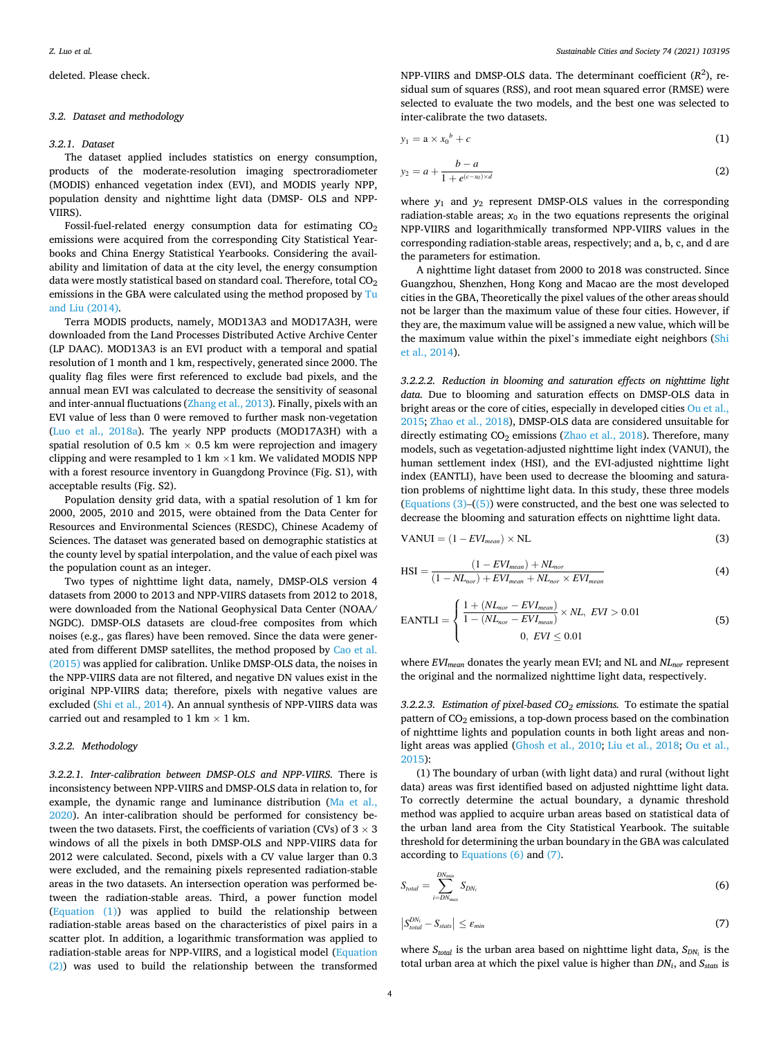deleted. Please check.

### 3.2. Dataset and methodology

#### 3.2.1. Dataset

The dataset applied includes statistics on energy consumption, products of the moderate-resolution imaging spectroradiometer (MODIS) enhanced vegetation index (EVI), and MODIS yearly NPP, population density and nighttime light data (DMSP- OLS and NPP-VIIRS).

Fossil-fuel-related energy consumption data for estimating $CO_2$ emissions were acquired from the corresponding City Statistical Yearbooks and China Energy Statistical Yearbooks. Considering the availability and limitation of data at the city level, the energy consumption data were mostly statistical based on standard coal. Therefore, total $CO_2$ emissions in the GBA were calculated using the method proposed by Tu and Liu (2014).

Terra MODIS products, namely, MOD13A3 and MOD17A3H, were downloaded from the Land Processes Distributed Active Archive Center (LP DAAC). MOD13A3 is an EVI product with a temporal and spatial resolution of 1 month and 1 km, respectively, generated since 2000. The quality flag files were first referenced to exclude bad pixels, and the annual mean EVI was calculated to decrease the sensitivity of seasonal and inter-annual fluctuations (Zhang et al., 2013). Finally, pixels with an EVI value of less than 0 were removed to further mask non-vegetation (Luo et al., 2018a). The yearly NPP products (MOD17A3H) with a spatial resolution of 0.5 km × 0.5 km were reprojection and imagery clipping and were resampled to 1 km ×1 km. We validated MODIS NPP with a forest resource inventory in Guangdong Province (Fig. S1), with acceptable results (Fig. S2).

Population density grid data, with a spatial resolution of 1 km for 2000, 2005, 2010 and 2015, were obtained from the Data Center for Resources and Environmental Sciences (RESDC), Chinese Academy of Sciences. The dataset was generated based on demographic statistics at the county level by spatial interpolation, and the value of each pixel was the population count as an integer.

Two types of nighttime light data, namely, DMSP-OLS version 4 datasets from 2000 to 2013 and NPP-VIIRS datasets from 2012 to 2018, were downloaded from the National Geophysical Data Center (NOAA/NGDC). DMSP-OLS datasets are cloud-free composites from which noises (e.g., gas flares) have been removed. Since the data were generated from different DMSP satellites, the method proposed by Cao et al. (2015) was applied for calibration. Unlike DMSP-OLS data, the noises in the NPP-VIIRS data are not filtered, and negative DN values exist in the original NPP-VIIRS data; therefore, pixels with negative values are excluded (Shi et al., 2014). An annual synthesis of NPP-VIIRS data was carried out and resampled to 1 km × 1 km.

#### 3.2.2. Methodology

##### 3.2.2.1. Inter-calibration between DMSP-OLS and NPP-VIIRS.

There is inconsistency between NPP-VIIRS and DMSP-OLS data in relation to, for example, the dynamic range and luminance distribution (Ma et al., 2020). An inter-calibration should be performed for consistency between the two datasets. First, the coefficients of variation (CVs) of 3 × 3 windows of all the pixels in both DMSP-OLS and NPP-VIIRS data for 2012 were calculated. Second, pixels with a CV value larger than 0.3 were excluded, and the remaining pixels represented radiation-stable areas in the two datasets. An intersection operation was performed between the radiation-stable areas. Third, a power function model (Equation (1)) was applied to build the relationship between radiation-stable areas based on the characteristics of pixel pairs in a scatter plot. In addition, a logarithmic transformation was applied to radiation-stable areas for NPP-VIIRS, and a logistical model (Equation (2)) was used to build the relationship between the transformed NPP-VIIRS and DMSP-OLS data. The determinant coefficient ($R^2$), residual sum of squares (RSS), and root mean squared error (RMSE) were selected to evaluate the two models, and the best one was selected to inter-calibrate the two datasets.

$$y_1 = a \times x_0^{\ b} + c \tag{1}$$

$$y_2 = a + \frac{b - a}{1 + e^{(c - x_0) \times d}} \tag{2}$$

where $y_1$ and $y_2$ represent DMSP-OLS values in the corresponding radiation-stable areas; $x_0$ in the two equations represents the original NPP-VIIRS and logarithmically transformed NPP-VIIRS values in the corresponding radiation-stable areas, respectively; and a, b, c, and d are the parameters for estimation.

A nighttime light dataset from 2000 to 2018 was constructed. Since Guangzhou, Shenzhen, Hong Kong and Macao are the most developed cities in the GBA, Theoretically the pixel values of the other areas should not be larger than the maximum value of these four cities. However, if they are, the maximum value will be assigned a new value, which will be the maximum value within the pixel's immediate eight neighbors (Shi et al., 2014).

##### 3.2.2.2. Reduction in blooming and saturation effects on nighttime light data.

Due to blooming and saturation effects on DMSP-OLS data in bright areas or the core of cities, especially in developed cities Ou et al., 2015; Zhao et al., 2018), DMSP-OLS data are considered unsuitable for directly estimating $CO_2$ emissions (Zhao et al., 2018). Therefore, many models, such as vegetation-adjusted nighttime light index (VANUI), the human settlement index (HSI), and the EVI-adjusted nighttime light index (EANTLI), have been used to decrease the blooming and saturation problems of nighttime light data. In this study, these three models (Equations (3)–((5)) were constructed, and the best one was selected to decrease the blooming and saturation effects on nighttime light data.

$$\text{VANUI} = (1 - EVI_{mean}) \times \text{NL} \tag{3}$$

$$\text{HSI} = \frac{(1 - EVI_{mean}) + NL_{nor}}{(1 - NL_{nor}) + EVI_{mean} + NL_{nor} \times EVI_{mean}} \tag{4}$$

$$\text{EANTLI} = \begin{cases} \dfrac{1 + (NL_{nor} - EVI_{mean})}{1 - (NL_{nor} - EVI_{mean})} \times NL, & EVI > 0.01 \\ 0, & EVI \leq 0.01 \end{cases} \tag{5}$$

where $EVI_{mean}$ donates the yearly mean EVI; and NL and $NL_{nor}$ represent the original and the normalized nighttime light data, respectively.

##### 3.2.2.3. Estimation of pixel-based $CO_2$ emissions.

To estimate the spatial pattern of $CO_2$ emissions, a top-down process based on the combination of nighttime lights and population counts in both light areas and non-light areas was applied (Ghosh et al., 2010; Liu et al., 2018; Ou et al., 2015):

(1) The boundary of urban (with light data) and rural (without light data) areas was first identified based on adjusted nighttime light data. To correctly determine the actual boundary, a dynamic threshold method was applied to acquire urban areas based on statistical data of the urban land area from the City Statistical Yearbook. The suitable threshold for determining the urban boundary in the GBA was calculated according to Equations (6) and (7).

$$S_{total} = \sum_{i=DN_{max}}^{DN_{min}} S_{DN_i} \tag{6}$$

$$\left| S_{total}^{DN_i} - S_{stats} \right| \leq \varepsilon_{min} \tag{7}$$

where $S_{total}$ is the urban area based on nighttime light data, $S_{DN_i}$ is the total urban area at which the pixel value is higher than $DN_i$, and $S_{stats}$ is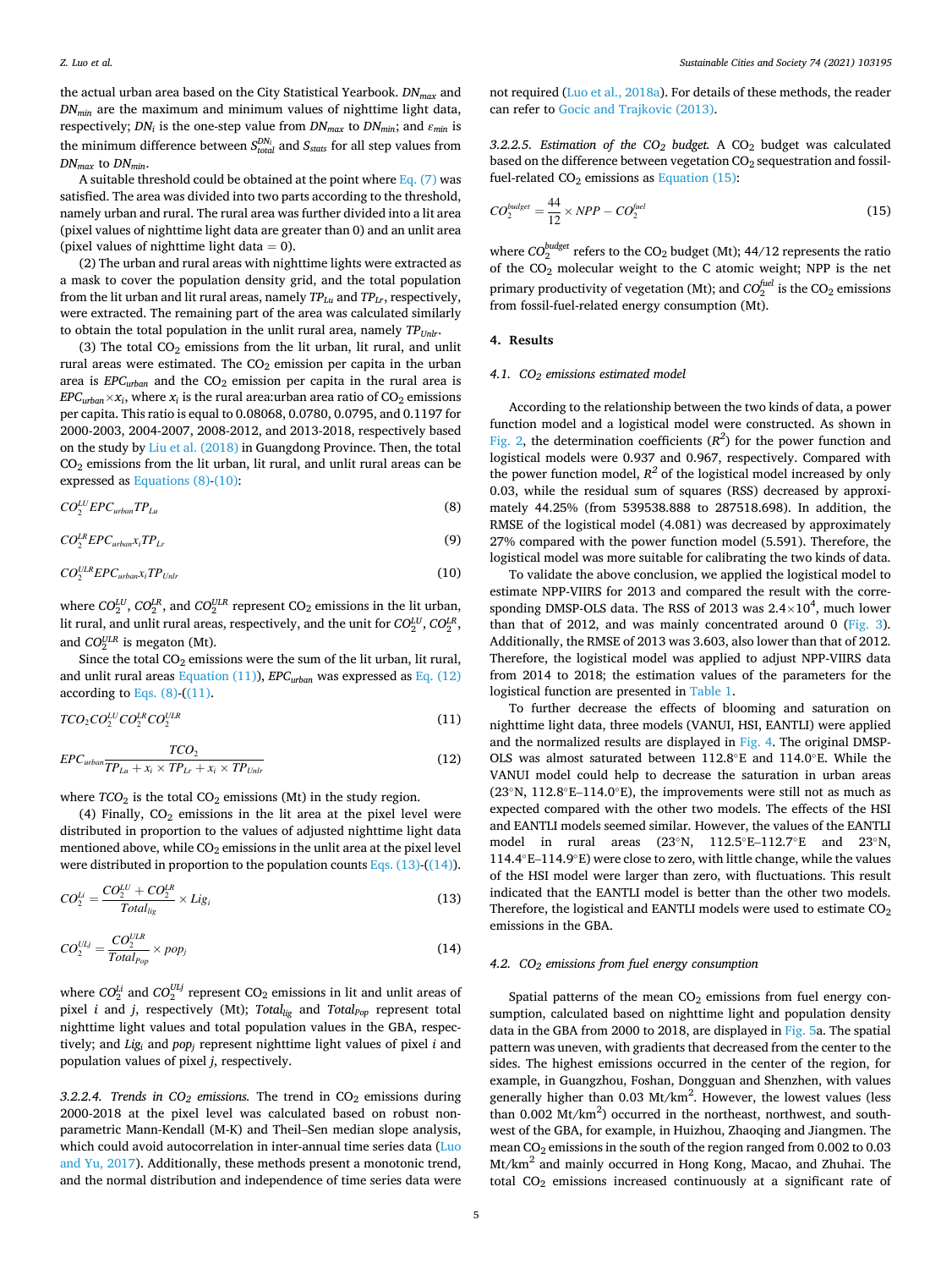the actual urban area based on the City Statistical Yearbook. $DN_{max}$ and $DN_{min}$ are the maximum and minimum values of nighttime light data, respectively; $DN_i$ is the one-step value from $DN_{max}$ to $DN_{min}$; and $\varepsilon_{min}$ is the minimum difference between $S_{total}^{DN_i}$ and $S_{stats}$ for all step values from $DN_{max}$ to $DN_{min}$.

A suitable threshold could be obtained at the point where Eq. (7) was satisfied. The area was divided into two parts according to the threshold, namely urban and rural. The rural area was further divided into a lit area (pixel values of nighttime light data are greater than 0) and an unlit area (pixel values of nighttime light data = 0).

(2) The urban and rural areas with nighttime lights were extracted as a mask to cover the population density grid, and the total population from the lit urban and lit rural areas, namely $TP_{Lu}$ and $TP_{Lr}$, respectively, were extracted. The remaining part of the area was calculated similarly to obtain the total population in the unlit rural area, namely $TP_{Unlr}$.

(3) The total $CO_2$ emissions from the lit urban, lit rural, and unlit rural areas were estimated. The $CO_2$ emission per capita in the urban area is $EPC_{urban}$ and the $CO_2$ emission per capita in the rural area is $EPC_{urban}\times x_i$, where $x_i$ is the rural area:urban area ratio of $CO_2$ emissions per capita. This ratio is equal to 0.08068, 0.0780, 0.0795, and 0.1197 for 2000-2003, 2004-2007, 2008-2012, and 2013-2018, respectively based on the study by Liu et al. (2018) in Guangdong Province. Then, the total $CO_2$ emissions from the lit urban, lit rural, and unlit rural areas can be expressed as Equations (8)-(10):

$$CO_2^{LU} EPC_{urban} TP_{Lu} \tag{8}$$

$$CO_2^{LR} EPC_{urban} x_i TP_{Lr} \tag{9}$$

$$CO_2^{ULR} EPC_{urban} x_i TP_{Unlr} \tag{10}$$

where $CO_2^{LU}$, $CO_2^{LR}$, and $CO_2^{ULR}$ represent $CO_2$ emissions in the lit urban, lit rural, and unlit rural areas, respectively, and the unit for $CO_2^{LU}$, $CO_2^{LR}$, and $CO_2^{ULR}$ is megaton (Mt).

Since the total $CO_2$ emissions were the sum of the lit urban, lit rural, and unlit rural areas Equation (11)), $EPC_{urban}$ was expressed as Eq. (12) according to Eqs. (8)-((11).

$$TCO_2 CO_2^{LU} CO_2^{LR} CO_2^{ULR} \tag{11}$$

$$EPC_{urban} \frac{TCO_2}{TP_{Lu} + x_i \times TP_{Lr} + x_i \times TP_{Unlr}} \tag{12}$$

where $TCO_2$ is the total $CO_2$ emissions (Mt) in the study region.

(4) Finally, $CO_2$ emissions in the lit area at the pixel level were distributed in proportion to the values of adjusted nighttime light data mentioned above, while $CO_2$ emissions in the unlit area at the pixel level were distributed in proportion to the population counts Eqs. (13)-((14)).

$$CO_2^{Li} = \frac{CO_2^{LU} + CO_2^{LR}}{Total_{lig}} \times Lig_i \tag{13}$$

$$CO_2^{ULj} = \frac{CO_2^{ULR}}{Total_{Pop}} \times pop_j \tag{14}$$

where $CO_2^{Li}$ and $CO_2^{ULj}$ represent $CO_2$ emissions in lit and unlit areas of pixel $i$ and $j$, respectively (Mt); $Total_{lig}$ and $Total_{Pop}$ represent total nighttime light values and total population values in the GBA, respectively; and $Lig_i$ and $pop_j$ represent nighttime light values of pixel $i$ and population values of pixel $j$, respectively.

*3.2.2.4. Trends in $CO_2$ emissions.* The trend in $CO_2$ emissions during 2000-2018 at the pixel level was calculated based on robust non-parametric Mann-Kendall (M-K) and Theil–Sen median slope analysis, which could avoid autocorrelation in inter-annual time series data (Luo and Yu, 2017). Additionally, these methods present a monotonic trend, and the normal distribution and independence of time series data were not required (Luo et al., 2018a). For details of these methods, the reader can refer to Gocic and Trajkovic (2013).

*3.2.2.5. Estimation of the $CO_2$ budget.* A $CO_2$ budget was calculated based on the difference between vegetation $CO_2$ sequestration and fossil-fuel-related $CO_2$ emissions as Equation (15):

$$CO_2^{budget} = \frac{44}{12} \times NPP - CO_2^{fuel} \tag{15}$$

where $CO_2^{budget}$ refers to the $CO_2$ budget (Mt); 44/12 represents the ratio of the $CO_2$ molecular weight to the C atomic weight; NPP is the net primary productivity of vegetation (Mt); and $CO_2^{fuel}$ is the $CO_2$ emissions from fossil-fuel-related energy consumption (Mt).

## 4. Results

### 4.1. $CO_2$ emissions estimated model

According to the relationship between the two kinds of data, a power function model and a logistical model were constructed. As shown in Fig. 2, the determination coefficients ($R^2$) for the power function and logistical models were 0.937 and 0.967, respectively. Compared with the power function model, $R^2$ of the logistical model increased by only 0.03, while the residual sum of squares (RSS) decreased by approximately 44.25% (from 539538.888 to 287518.698). In addition, the RMSE of the logistical model (4.081) was decreased by approximately 27% compared with the power function model (5.591). Therefore, the logistical model was more suitable for calibrating the two kinds of data.

To validate the above conclusion, we applied the logistical model to estimate NPP-VIIRS for 2013 and compared the result with the corresponding DMSP-OLS data. The RSS of 2013 was $2.4\times10^4$, much lower than that of 2012, and was mainly concentrated around 0 (Fig. 3). Additionally, the RMSE of 2013 was 3.603, also lower than that of 2012. Therefore, the logistical model was applied to adjust NPP-VIIRS data from 2014 to 2018; the estimation values of the parameters for the logistical function are presented in Table 1.

To further decrease the effects of blooming and saturation on nighttime light data, three models (VANUI, HSI, EANTLI) were applied and the normalized results are displayed in Fig. 4. The original DMSP-OLS was almost saturated between 112.8°E and 114.0°E. While the VANUI model could help to decrease the saturation in urban areas (23°N, 112.8°E–114.0°E), the improvements were still not as much as expected compared with the other two models. The effects of the HSI and EANTLI models seemed similar. However, the values of the EANTLI model in rural areas (23°N, 112.5°E–112.7°E and 23°N, 114.4°E–114.9°E) were close to zero, with little change, while the values of the HSI model were larger than zero, with fluctuations. This result indicated that the EANTLI model is better than the other two models. Therefore, the logistical and EANTLI models were used to estimate $CO_2$ emissions in the GBA.

### 4.2. $CO_2$ emissions from fuel energy consumption

Spatial patterns of the mean $CO_2$ emissions from fuel energy consumption, calculated based on nighttime light and population density data in the GBA from 2000 to 2018, are displayed in Fig. 5a. The spatial pattern was uneven, with gradients that decreased from the center to the sides. The highest emissions occurred in the center of the region, for example, in Guangzhou, Foshan, Dongguan and Shenzhen, with values generally higher than 0.03 Mt/km$^2$. However, the lowest values (less than 0.002 Mt/km$^2$) occurred in the northeast, northwest, and southwest of the GBA, for example, in Huizhou, Zhaoqing and Jiangmen. The mean $CO_2$ emissions in the south of the region ranged from 0.002 to 0.03 Mt/km$^2$ and mainly occurred in Hong Kong, Macao, and Zhuhai. The total $CO_2$ emissions increased continuously at a significant rate of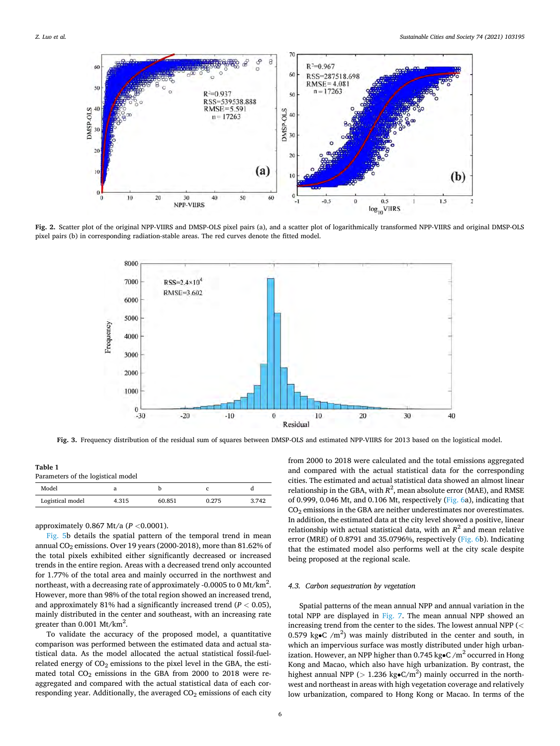(a)

DMSP-OLS

NPP-VIIRS

$R^2$=0.937
RSS=539538.888
RMSE=5.591
n= 17263

(b)

DMSP-OLS

$\log_{10}$VIIRS

$R^2$=0.967
RSS=287518.698
RMSE= 4.081
n = 17263

**Fig. 2.** Scatter plot of the original NPP-VIIRS and DMSP-OLS pixel pairs (a), and a scatter plot of logarithmically transformed NPP-VIIRS and original DMSP-OLS pixel pairs (b) in corresponding radiation-stable areas. The red curves denote the fitted model.

Frequency

Residual

RSS=$2.4\times10^4$
RMSE=3.602

**Fig. 3.** Frequency distribution of the residual sum of squares between DMSP-OLS and estimated NPP-VIIRS for 2013 based on the logistical model.

**Table 1**
Parameters of the logistical model

| Model | a | b | c | d |
|---|---|---|---|---|
| Logistical model | 4.315 | 60.851 | 0.275 | 3.742 |

approximately 0.867 Mt/a ($P$ <0.0001).

Fig. 5b details the spatial pattern of the temporal trend in mean annual $CO_2$ emissions. Over 19 years (2000-2018), more than 81.62% of the total pixels exhibited either significantly decreased or increased trends in the entire region. Areas with a decreased trend only accounted for 1.77% of the total area and mainly occurred in the northwest and northeast, with a decreasing rate of approximately -0.0005 to 0 Mt/km$^2$. However, more than 98% of the total region showed an increased trend, and approximately 81% had a significantly increased trend ($P$ < 0.05), mainly distributed in the center and southeast, with an increasing rate greater than 0.001 Mt/km$^2$.

To validate the accuracy of the proposed model, a quantitative comparison was performed between the estimated data and actual statistical data. As the model allocated the actual statistical fossil-fuel-related energy of $CO_2$ emissions to the pixel level in the GBA, the estimated total $CO_2$ emissions in the GBA from 2000 to 2018 were re-aggregated and compared with the actual statistical data of each corresponding year. Additionally, the averaged $CO_2$ emissions of each city from 2000 to 2018 were calculated and the total emissions aggregated and compared with the actual statistical data for the corresponding cities. The estimated and actual statistical data showed an almost linear relationship in the GBA, with $R^2$, mean absolute error (MAE), and RMSE of 0.999, 0.046 Mt, and 0.106 Mt, respectively (Fig. 6a), indicating that $CO_2$ emissions in the GBA are neither underestimates nor overestimates. In addition, the estimated data at the city level showed a positive, linear relationship with actual statistical data, with an $R^2$ and mean relative error (MRE) of 0.8791 and 35.0796%, respectively (Fig. 6b). Indicating that the estimated model also performs well at the city scale despite being proposed at the regional scale.

### 4.3. Carbon sequestration by vegetation

Spatial patterns of the mean annual NPP and annual variation in the total NPP are displayed in Fig. 7. The mean annual NPP showed an increasing trend from the center to the sides. The lowest annual NPP (< 0.579 kg•C /m$^2$) was mainly distributed in the center and south, in which an impervious surface was mostly distributed under high urbanization. However, an NPP higher than 0.745 kg•C /m$^2$ occurred in Hong Kong and Macao, which also have high urbanization. By contrast, the highest annual NPP (> 1.236 kg•C/m$^2$) mainly occurred in the northwest and northeast in areas with high vegetation coverage and relatively low urbanization, compared to Hong Kong or Macao. In terms of the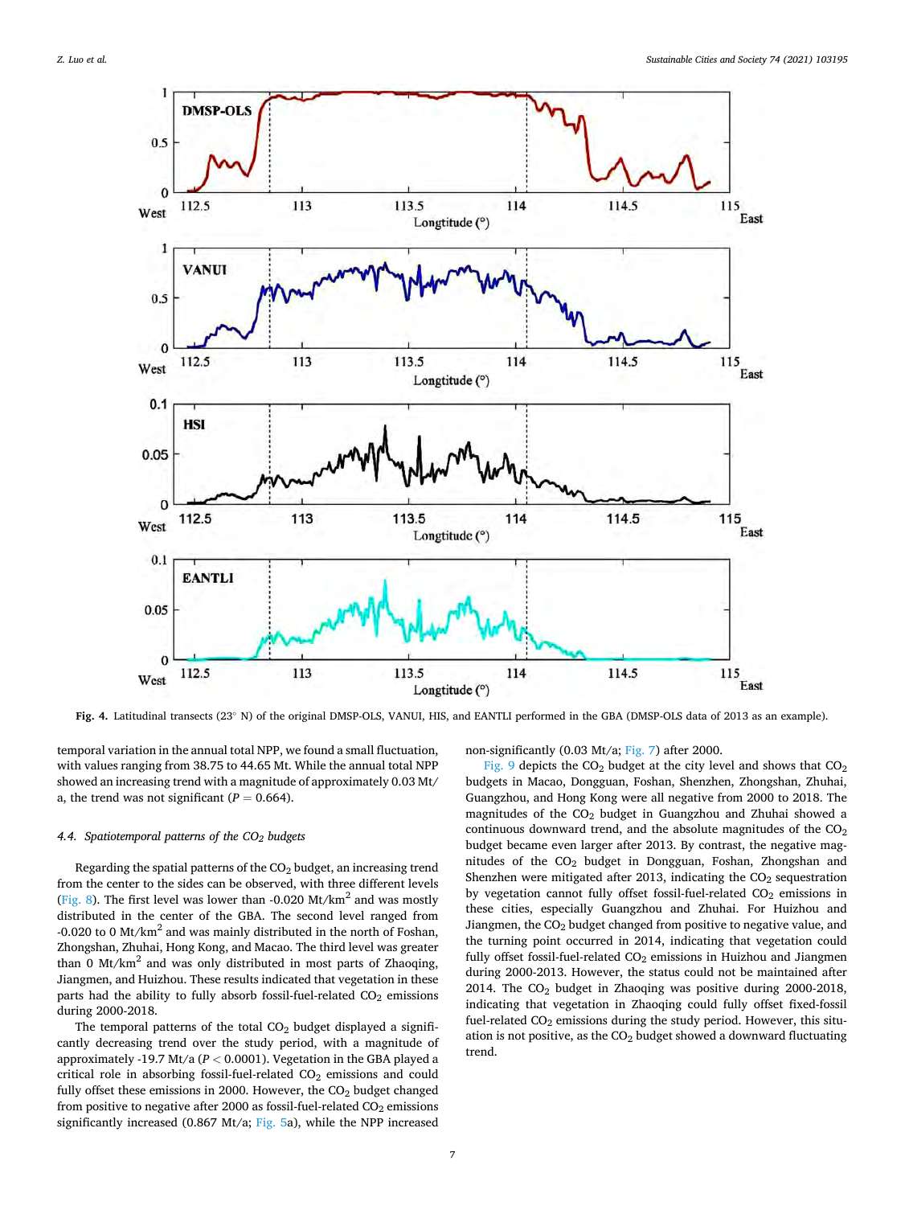DMSP-OLS

1
0.5
0
West 112.5 113 113.5 114 114.5 115 East
Longtitude (°)

VANUI

1
0.5
0
West 112.5 113 113.5 114 114.5 115 East
Longtitude (°)

HSI

0.1
0.05
0
West 112.5 113 113.5 114 114.5 115 East
Longtitude (°)

EANTLI

0.1
0.05
0
West 112.5 113 113.5 114 114.5 115 East
Longtitude (°)

**Fig. 4.** Latitudinal transects (23° N) of the original DMSP-OLS, VANUI, HIS, and EANTLI performed in the GBA (DMSP-OLS data of 2013 as an example).

temporal variation in the annual total NPP, we found a small fluctuation, with values ranging from 38.75 to 44.65 Mt. While the annual total NPP showed an increasing trend with a magnitude of approximately 0.03 Mt/a, the trend was not significant ($P = 0.664$).

### 4.4. Spatiotemporal patterns of the $CO_2$ budgets

Regarding the spatial patterns of the $CO_2$ budget, an increasing trend from the center to the sides can be observed, with three different levels (Fig. 8). The first level was lower than -0.020 Mt/km$^2$ and was mostly distributed in the center of the GBA. The second level ranged from -0.020 to 0 Mt/km$^2$ and was mainly distributed in the north of Foshan, Zhongshan, Zhuhai, Hong Kong, and Macao. The third level was greater than 0 Mt/km$^2$ and was only distributed in most parts of Zhaoqing, Jiangmen, and Huizhou. These results indicated that vegetation in these parts had the ability to fully absorb fossil-fuel-related $CO_2$ emissions during 2000-2018.

The temporal patterns of the total $CO_2$ budget displayed a significantly decreasing trend over the study period, with a magnitude of approximately -19.7 Mt/a ($P < 0.0001$). Vegetation in the GBA played a critical role in absorbing fossil-fuel-related $CO_2$ emissions and could fully offset these emissions in 2000. However, the $CO_2$ budget changed from positive to negative after 2000 as fossil-fuel-related $CO_2$ emissions significantly increased (0.867 Mt/a; Fig. 5a), while the NPP increased non-significantly (0.03 Mt/a; Fig. 7) after 2000.

Fig. 9 depicts the $CO_2$ budget at the city level and shows that $CO_2$ budgets in Macao, Dongguan, Foshan, Shenzhen, Zhongshan, Zhuhai, Guangzhou, and Hong Kong were all negative from 2000 to 2018. The magnitudes of the $CO_2$ budget in Guangzhou and Zhuhai showed a continuous downward trend, and the absolute magnitudes of the $CO_2$ budget became even larger after 2013. By contrast, the negative magnitudes of the $CO_2$ budget in Dongguan, Foshan, Zhongshan and Shenzhen were mitigated after 2013, indicating the $CO_2$ sequestration by vegetation cannot fully offset fossil-fuel-related $CO_2$ emissions in these cities, especially Guangzhou and Zhuhai. For Huizhou and Jiangmen, the $CO_2$ budget changed from positive to negative value, and the turning point occurred in 2014, indicating that vegetation could fully offset fossil-fuel-related $CO_2$ emissions in Huizhou and Jiangmen during 2000-2013. However, the status could not be maintained after 2014. The $CO_2$ budget in Zhaoqing was positive during 2000-2018, indicating that vegetation in Zhaoqing could fully offset fixed-fossil fuel-related $CO_2$ emissions during the study period. However, this situation is not positive, as the $CO_2$ budget showed a downward fluctuating trend.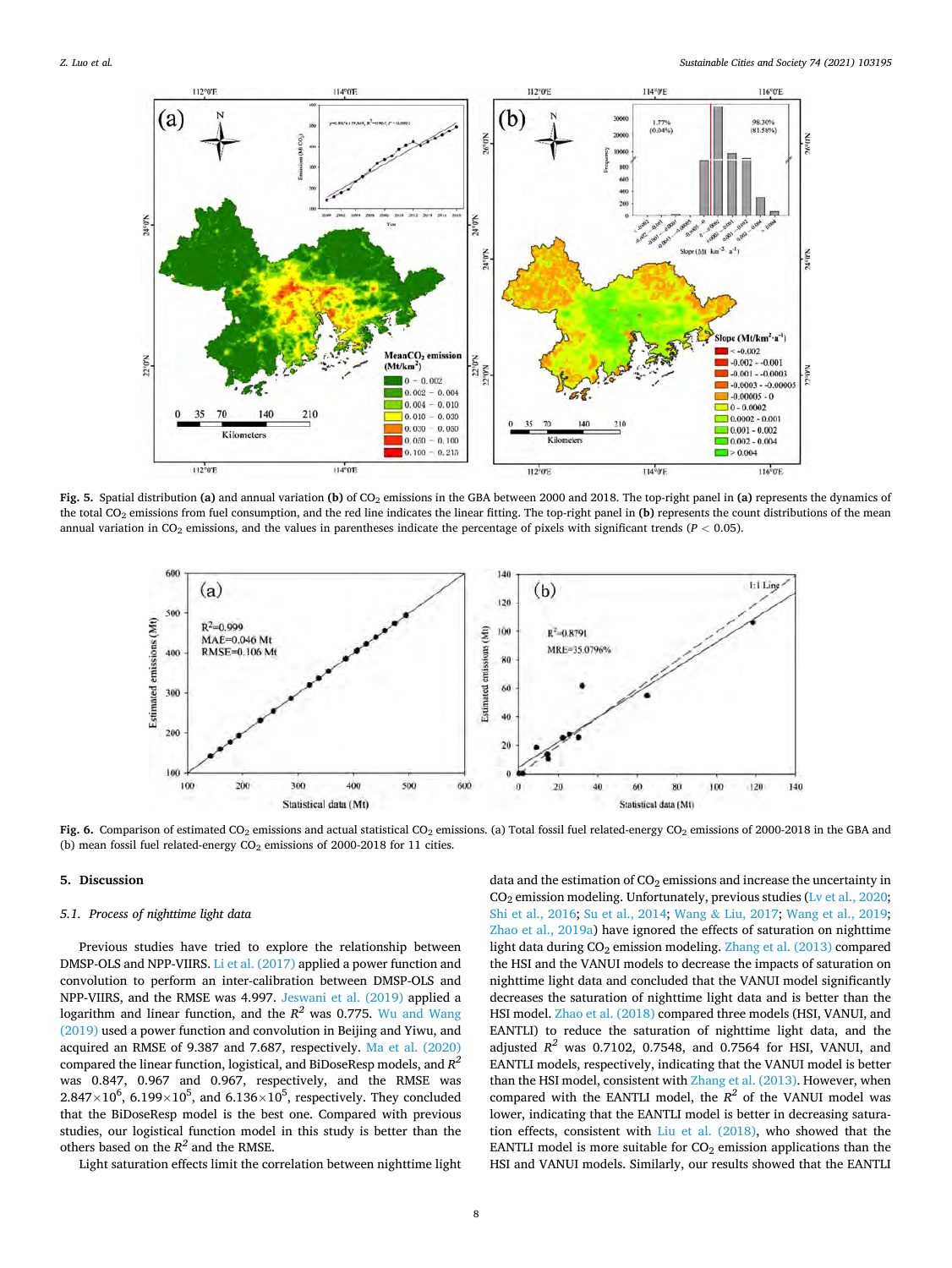Fig. 5. Spatial distribution **(a)** and annual variation **(b)** of $CO_2$ emissions in the GBA between 2000 and 2018. The top-right panel in **(a)** represents the dynamics of the total $CO_2$ emissions from fuel consumption, and the red line indicates the linear fitting. The top-right panel in **(b)** represents the count distributions of the mean annual variation in $CO_2$ emissions, and the values in parentheses indicate the percentage of pixels with significant trends ($P < 0.05$).

Fig. 6. Comparison of estimated $CO_2$ emissions and actual statistical $CO_2$ emissions. (a) Total fossil fuel related-energy $CO_2$ emissions of 2000-2018 in the GBA and (b) mean fossil fuel related-energy $CO_2$ emissions of 2000-2018 for 11 cities.

## 5. Discussion

### 5.1. Process of nighttime light data

Previous studies have tried to explore the relationship between DMSP-OLS and NPP-VIIRS. Li et al. (2017) applied a power function and convolution to perform an inter-calibration between DMSP-OLS and NPP-VIIRS, and the RMSE was 4.997. Jeswani et al. (2019) applied a logarithm and linear function, and the $R^2$ was 0.775. Wu and Wang (2019) used a power function and convolution in Beijing and Yiwu, and acquired an RMSE of 9.387 and 7.687, respectively. Ma et al. (2020) compared the linear function, logistical, and BiDoseResp models, and $R^2$ was 0.847, 0.967 and 0.967, respectively, and the RMSE was $2.847\times10^6$, $6.199\times10^5$, and $6.136\times10^5$, respectively. They concluded that the BiDoseResp model is the best one. Compared with previous studies, our logistical function model in this study is better than the others based on the $R^2$ and the RMSE.

Light saturation effects limit the correlation between nighttime light data and the estimation of $CO_2$ emissions and increase the uncertainty in $CO_2$ emission modeling. Unfortunately, previous studies (Lv et al., 2020; Shi et al., 2016; Su et al., 2014; Wang & Liu, 2017; Wang et al., 2019; Zhao et al., 2019a) have ignored the effects of saturation on nighttime light data during $CO_2$ emission modeling. Zhang et al. (2013) compared the HSI and the VANUI models to decrease the impacts of saturation on nighttime light data and concluded that the VANUI model significantly decreases the saturation of nighttime light data and is better than the HSI model. Zhao et al. (2018) compared three models (HSI, VANUI, and EANTLI) to reduce the saturation of nighttime light data, and the adjusted $R^2$ was 0.7102, 0.7548, and 0.7564 for HSI, VANUI, and EANTLI models, respectively, indicating that the VANUI model is better than the HSI model, consistent with Zhang et al. (2013). However, when compared with the EANTLI model, the $R^2$ of the VANUI model was lower, indicating that the EANTLI model is better in decreasing saturation effects, consistent with Liu et al. (2018), who showed that the EANTLI model is more suitable for $CO_2$ emission applications than the HSI and VANUI models. Similarly, our results showed that the EANTLI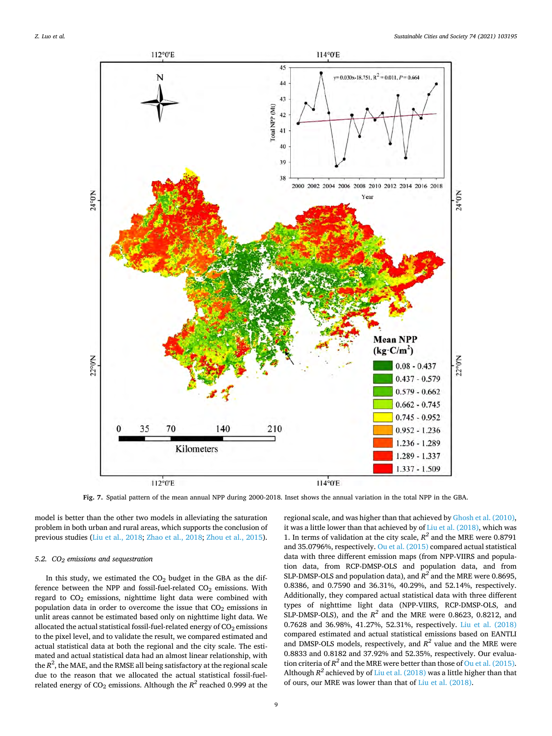112°0'E

114°0'E

24°0'N

22°0'N

N

y= 0.030x-18.751, $R^2$ = 0.011, $P$ = 0.664

Total NPP (Mt)

45
44
43
42
41
40
39
38

2000 2002 2004 2006 2008 2010 2012 2014 2016 2018

Year

Mean NPP (kg·C/m$^2$)

0.08 - 0.437
0.437 - 0.579
0.579 - 0.662
0.662 - 0.745
0.745 - 0.952
0.952 - 1.236
1.236 - 1.289
1.289 - 1.337
1.337 - 1.509

0 35 70 140 210

Kilometers

**Fig. 7.** Spatial pattern of the mean annual NPP during 2000-2018. Inset shows the annual variation in the total NPP in the GBA.

model is better than the other two models in alleviating the saturation problem in both urban and rural areas, which supports the conclusion of previous studies (Liu et al., 2018; Zhao et al., 2018; Zhou et al., 2015).

### 5.2. $CO_2$ emissions and sequestration

In this study, we estimated the $CO_2$ budget in the GBA as the difference between the NPP and fossil-fuel-related $CO_2$ emissions. With regard to $CO_2$ emissions, nighttime light data were combined with population data in order to overcome the issue that $CO_2$ emissions in unlit areas cannot be estimated based only on nighttime light data. We allocated the actual statistical fossil-fuel-related energy of $CO_2$ emissions to the pixel level, and to validate the result, we compared estimated and actual statistical data at both the regional and the city scale. The estimated and actual statistical data had an almost linear relationship, with the $R^2$, the MAE, and the RMSE all being satisfactory at the regional scale due to the reason that we allocated the actual statistical fossil-fuel-related energy of $CO_2$ emissions. Although the $R^2$ reached 0.999 at the regional scale, and was higher than that achieved by Ghosh et al. (2010), it was a little lower than that achieved by of Liu et al. (2018), which was 1. In terms of validation at the city scale, $R^2$ and the MRE were 0.8791 and 35.0796%, respectively. Ou et al. (2015) compared actual statistical data with three different emission maps (from NPP-VIIRS and population data, from RCP-DMSP-OLS and population data, and from SLP-DMSP-OLS and population data), and $R^2$ and the MRE were 0.8695, 0.8386, and 0.7590 and 36.31%, 40.29%, and 52.14%, respectively. Additionally, they compared actual statistical data with three different types of nighttime light data (NPP-VIIRS, RCP-DMSP-OLS, and SLP-DMSP-OLS), and the $R^2$ and the MRE were 0.8623, 0.8212, and 0.7628 and 36.98%, 41.27%, 52.31%, respectively. Liu et al. (2018) compared estimated and actual statistical emissions based on EANTLI and DMSP-OLS models, respectively, and $R^2$ value and the MRE were 0.8833 and 0.8182 and 37.92% and 52.35%, respectively. Our evaluation criteria of $R^2$ and the MRE were better than those of Ou et al. (2015). Although $R^2$ achieved by of Liu et al. (2018) was a little higher than that of ours, our MRE was lower than that of Liu et al. (2018).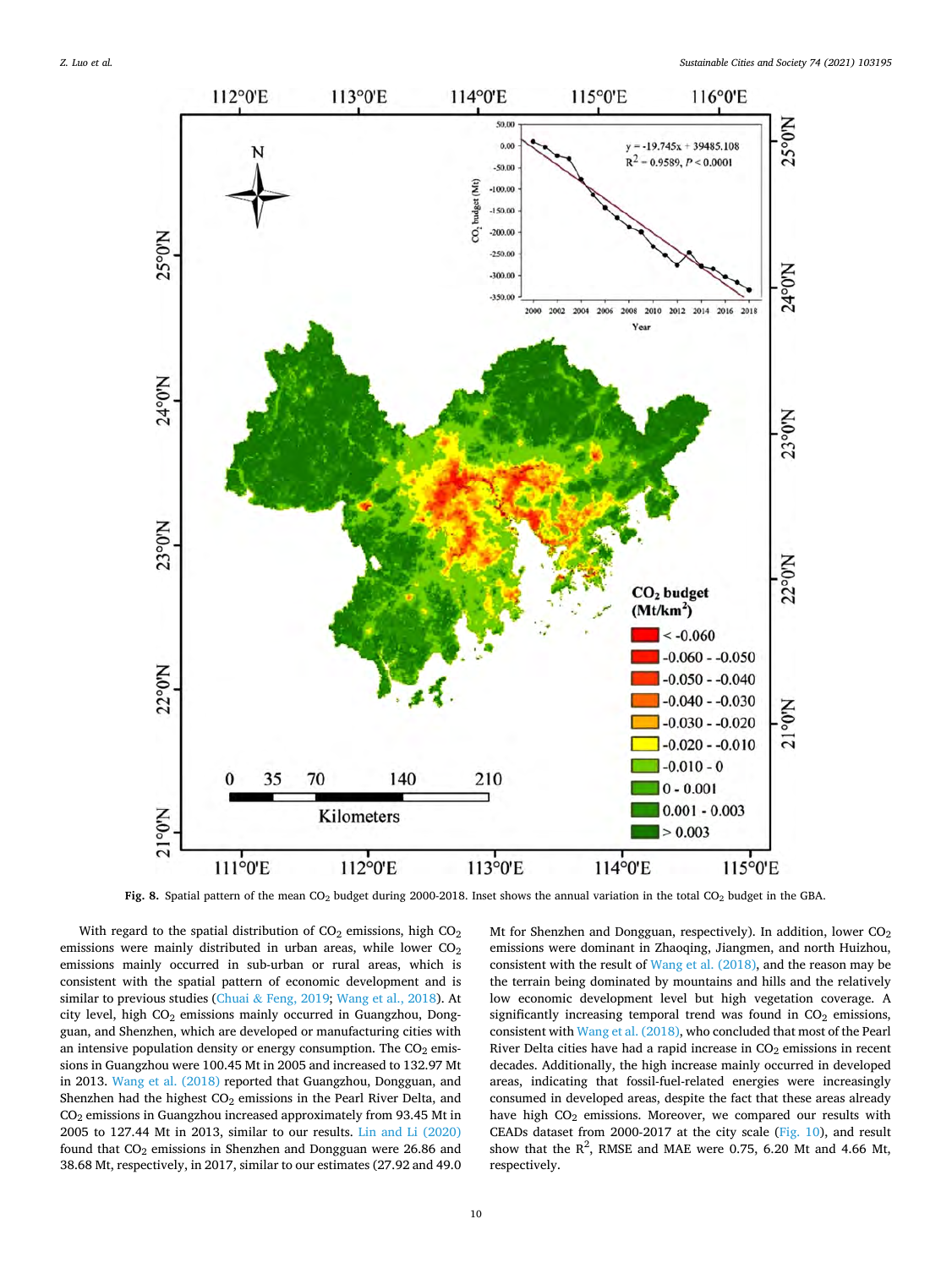Fig. 8. Spatial pattern of the mean $CO_2$ budget during 2000-2018. Inset shows the annual variation in the total $CO_2$ budget in the GBA.

With regard to the spatial distribution of $CO_2$ emissions, high $CO_2$ emissions were mainly distributed in urban areas, while lower $CO_2$ emissions mainly occurred in sub-urban or rural areas, which is consistent with the spatial pattern of economic development and is similar to previous studies (Chuai & Feng, 2019; Wang et al., 2018). At city level, high $CO_2$ emissions mainly occurred in Guangzhou, Dongguan, and Shenzhen, which are developed or manufacturing cities with an intensive population density or energy consumption. The $CO_2$ emissions in Guangzhou were 100.45 Mt in 2005 and increased to 132.97 Mt in 2013. Wang et al. (2018) reported that Guangzhou, Dongguan, and Shenzhen had the highest $CO_2$ emissions in the Pearl River Delta, and $CO_2$ emissions in Guangzhou increased approximately from 93.45 Mt in 2005 to 127.44 Mt in 2013, similar to our results. Lin and Li (2020) found that $CO_2$ emissions in Shenzhen and Dongguan were 26.86 and 38.68 Mt, respectively, in 2017, similar to our estimates (27.92 and 49.0 Mt for Shenzhen and Dongguan, respectively). In addition, lower $CO_2$ emissions were dominant in Zhaoqing, Jiangmen, and north Huizhou, consistent with the result of Wang et al. (2018), and the reason may be the terrain being dominated by mountains and hills and the relatively low economic development level but high vegetation coverage. A significantly increasing temporal trend was found in $CO_2$ emissions, consistent with Wang et al. (2018), who concluded that most of the Pearl River Delta cities have had a rapid increase in $CO_2$ emissions in recent decades. Additionally, the high increase mainly occurred in developed areas, indicating that fossil-fuel-related energies were increasingly consumed in developed areas, despite the fact that these areas already have high $CO_2$ emissions. Moreover, we compared our results with CEADs dataset from 2000-2017 at the city scale (Fig. 10), and result show that the $R^2$, RMSE and MAE were 0.75, 6.20 Mt and 4.66 Mt, respectively.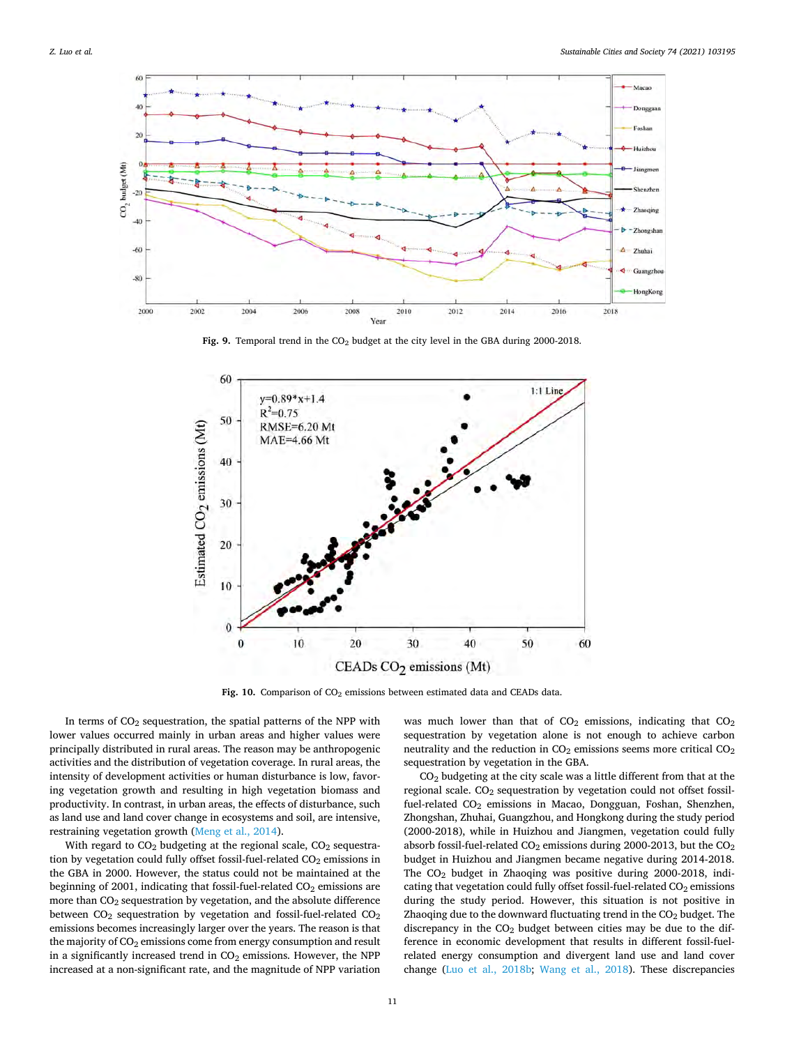60
40
20
0
-20
-40
-60
-80
$CO_2$ budget (Mt)
2000 2002 2004 2006 2008 2010 2012 2014 2016 2018
Year
Macao
Dongguan
Foshan
Huizhou
Jiangmen
Shenzhen
Zhaoqing
Zhongshan
Zhuhai
Guangzhou
HongKong

**Fig. 9.** Temporal trend in the $CO_2$ budget at the city level in the GBA during 2000-2018.

y=0.89*x+1.4
$R^2$=0.75
RMSE=6.20 Mt
MAE=4.66 Mt
1:1 Line
Estimated $CO_2$ emissions (Mt)
CEADs $CO_2$ emissions (Mt)
0 10 20 30 40 50 60

**Fig. 10.** Comparison of $CO_2$ emissions between estimated data and CEADs data.

In terms of $CO_2$ sequestration, the spatial patterns of the NPP with lower values occurred mainly in urban areas and higher values were principally distributed in rural areas. The reason may be anthropogenic activities and the distribution of vegetation coverage. In rural areas, the intensity of development activities or human disturbance is low, favoring vegetation growth and resulting in high vegetation biomass and productivity. In contrast, in urban areas, the effects of disturbance, such as land use and land cover change in ecosystems and soil, are intensive, restraining vegetation growth (Meng et al., 2014).

With regard to $CO_2$ budgeting at the regional scale, $CO_2$ sequestration by vegetation could fully offset fossil-fuel-related $CO_2$ emissions in the GBA in 2000. However, the status could not be maintained at the beginning of 2001, indicating that fossil-fuel-related $CO_2$ emissions are more than $CO_2$ sequestration by vegetation, and the absolute difference between $CO_2$ sequestration by vegetation and fossil-fuel-related $CO_2$ emissions becomes increasingly larger over the years. The reason is that the majority of $CO_2$ emissions come from energy consumption and result in a significantly increased trend in $CO_2$ emissions. However, the NPP increased at a non-significant rate, and the magnitude of NPP variation was much lower than that of $CO_2$ emissions, indicating that $CO_2$ sequestration by vegetation alone is not enough to achieve carbon neutrality and the reduction in $CO_2$ emissions seems more critical $CO_2$ sequestration by vegetation in the GBA.

$CO_2$ budgeting at the city scale was a little different from that at the regional scale. $CO_2$ sequestration by vegetation could not offset fossil-fuel-related $CO_2$ emissions in Macao, Dongguan, Foshan, Shenzhen, Zhongshan, Zhuhai, Guangzhou, and Hongkong during the study period (2000-2018), while in Huizhou and Jiangmen, vegetation could fully absorb fossil-fuel-related $CO_2$ emissions during 2000-2013, but the $CO_2$ budget in Huizhou and Jiangmen became negative during 2014-2018. The $CO_2$ budget in Zhaoqing was positive during 2000-2018, indicating that vegetation could fully offset fossil-fuel-related $CO_2$ emissions during the study period. However, this situation is not positive in Zhaoqing due to the downward fluctuating trend in the $CO_2$ budget. The discrepancy in the $CO_2$ budget between cities may be due to the difference in economic development that results in different fossil-fuel-related energy consumption and divergent land use and land cover change (Luo et al., 2018b; Wang et al., 2018). These discrepancies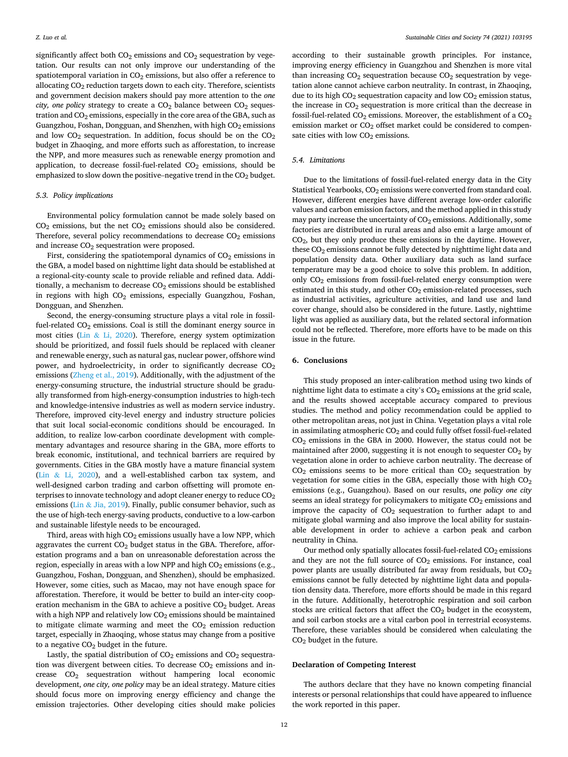significantly affect both $CO_2$ emissions and $CO_2$ sequestration by vegetation. Our results can not only improve our understanding of the spatiotemporal variation in $CO_2$ emissions, but also offer a reference to allocating $CO_2$ reduction targets down to each city. Therefore, scientists and government decision makers should pay more attention to the *one city, one policy* strategy to create a $CO_2$ balance between $CO_2$ sequestration and $CO_2$ emissions, especially in the core area of the GBA, such as Guangzhou, Foshan, Dongguan, and Shenzhen, with high $CO_2$ emissions and low $CO_2$ sequestration. In addition, focus should be on the $CO_2$ budget in Zhaoqing, and more efforts such as afforestation, to increase the NPP, and more measures such as renewable energy promotion and application, to decrease fossil-fuel-related $CO_2$ emissions, should be emphasized to slow down the positive–negative trend in the $CO_2$ budget.

### 5.3. Policy implications

Environmental policy formulation cannot be made solely based on $CO_2$ emissions, but the net $CO_2$ emissions should also be considered. Therefore, several policy recommendations to decrease $CO_2$ emissions and increase $CO_2$ sequestration were proposed.

First, considering the spatiotemporal dynamics of $CO_2$ emissions in the GBA, a model based on nighttime light data should be established at a regional-city-county scale to provide reliable and refined data. Additionally, a mechanism to decrease $CO_2$ emissions should be established in regions with high $CO_2$ emissions, especially Guangzhou, Foshan, Dongguan, and Shenzhen.

Second, the energy-consuming structure plays a vital role in fossil-fuel-related $CO_2$ emissions. Coal is still the dominant energy source in most cities (Lin & Li, 2020). Therefore, energy system optimization should be prioritized, and fossil fuels should be replaced with cleaner and renewable energy, such as natural gas, nuclear power, offshore wind power, and hydroelectricity, in order to significantly decrease $CO_2$ emissions (Zheng et al., 2019). Additionally, with the adjustment of the energy-consuming structure, the industrial structure should be gradually transformed from high-energy-consumption industries to high-tech and knowledge-intensive industries as well as modern service industry. Therefore, improved city-level energy and industry structure policies that suit local social-economic conditions should be encouraged. In addition, to realize low-carbon coordinate development with complementary advantages and resource sharing in the GBA, more efforts to break economic, institutional, and technical barriers are required by governments. Cities in the GBA mostly have a mature financial system (Lin & Li, 2020), and a well-established carbon tax system, and well-designed carbon trading and carbon offsetting will promote enterprises to innovate technology and adopt cleaner energy to reduce $CO_2$ emissions (Lin & Jia, 2019). Finally, public consumer behavior, such as the use of high-tech energy-saving products, conductive to a low-carbon and sustainable lifestyle needs to be encouraged.

Third, areas with high $CO_2$ emissions usually have a low NPP, which aggravates the current $CO_2$ budget status in the GBA. Therefore, afforestation programs and a ban on unreasonable deforestation across the region, especially in areas with a low NPP and high $CO_2$ emissions (e.g., Guangzhou, Foshan, Dongguan, and Shenzhen), should be emphasized. However, some cities, such as Macao, may not have enough space for afforestation. Therefore, it would be better to build an inter-city cooperation mechanism in the GBA to achieve a positive $CO_2$ budget. Areas with a high NPP and relatively low $CO_2$ emissions should be maintained to mitigate climate warming and meet the $CO_2$ emission reduction target, especially in Zhaoqing, whose status may change from a positive to a negative $CO_2$ budget in the future.

Lastly, the spatial distribution of $CO_2$ emissions and $CO_2$ sequestration was divergent between cities. To decrease $CO_2$ emissions and increase $CO_2$ sequestration without hampering local economic development, *one city, one policy* may be an ideal strategy. Mature cities should focus more on improving energy efficiency and change the emission trajectories. Other developing cities should make policies according to their sustainable growth principles. For instance, improving energy efficiency in Guangzhou and Shenzhen is more vital than increasing $CO_2$ sequestration because $CO_2$ sequestration by vegetation alone cannot achieve carbon neutrality. In contrast, in Zhaoqing, due to its high $CO_2$ sequestration capacity and low $CO_2$ emission status, the increase in $CO_2$ sequestration is more critical than the decrease in fossil-fuel-related $CO_2$ emissions. Moreover, the establishment of a $CO_2$ emission market or $CO_2$ offset market could be considered to compensate cities with low $CO_2$ emissions.

### 5.4. Limitations

Due to the limitations of fossil-fuel-related energy data in the City Statistical Yearbooks, $CO_2$ emissions were converted from standard coal. However, different energies have different average low-order calorific values and carbon emission factors, and the method applied in this study may party increase the uncertainty of $CO_2$ emissions. Additionally, some factories are distributed in rural areas and also emit a large amount of $CO_2$, but they only produce these emissions in the daytime. However, these $CO_2$ emissions cannot be fully detected by nighttime light data and population density data. Other auxiliary data such as land surface temperature may be a good choice to solve this problem. In addition, only $CO_2$ emissions from fossil-fuel-related energy consumption were estimated in this study, and other $CO_2$ emission-related processes, such as industrial activities, agriculture activities, and land use and land cover change, should also be considered in the future. Lastly, nighttime light was applied as auxiliary data, but the related sectoral information could not be reflected. Therefore, more efforts have to be made on this issue in the future.

## 6. Conclusions

This study proposed an inter-calibration method using two kinds of nighttime light data to estimate a city's $CO_2$ emissions at the grid scale, and the results showed acceptable accuracy compared to previous studies. The method and policy recommendation could be applied to other metropolitan areas, not just in China. Vegetation plays a vital role in assimilating atmospheric $CO_2$ and could fully offset fossil-fuel-related $CO_2$ emissions in the GBA in 2000. However, the status could not be maintained after 2000, suggesting it is not enough to sequester $CO_2$ by vegetation alone in order to achieve carbon neutrality. The decrease of $CO_2$ emissions seems to be more critical than $CO_2$ sequestration by vegetation for some cities in the GBA, especially those with high $CO_2$ emissions (e.g., Guangzhou). Based on our results, *one policy one city* seems an ideal strategy for policymakers to mitigate $CO_2$ emissions and improve the capacity of $CO_2$ sequestration to further adapt to and mitigate global warming and also improve the local ability for sustainable development in order to achieve a carbon peak and carbon neutrality in China.

Our method only spatially allocates fossil-fuel-related $CO_2$ emissions and they are not the full source of $CO_2$ emissions. For instance, coal power plants are usually distributed far away from residuals, but $CO_2$ emissions cannot be fully detected by nighttime light data and population density data. Therefore, more efforts should be made in this regard in the future. Additionally, heterotrophic respiration and soil carbon stocks are critical factors that affect the $CO_2$ budget in the ecosystem, and soil carbon stocks are a vital carbon pool in terrestrial ecosystems. Therefore, these variables should be considered when calculating the $CO_2$ budget in the future.

## Declaration of Competing Interest

The authors declare that they have no known competing financial interests or personal relationships that could have appeared to influence the work reported in this paper.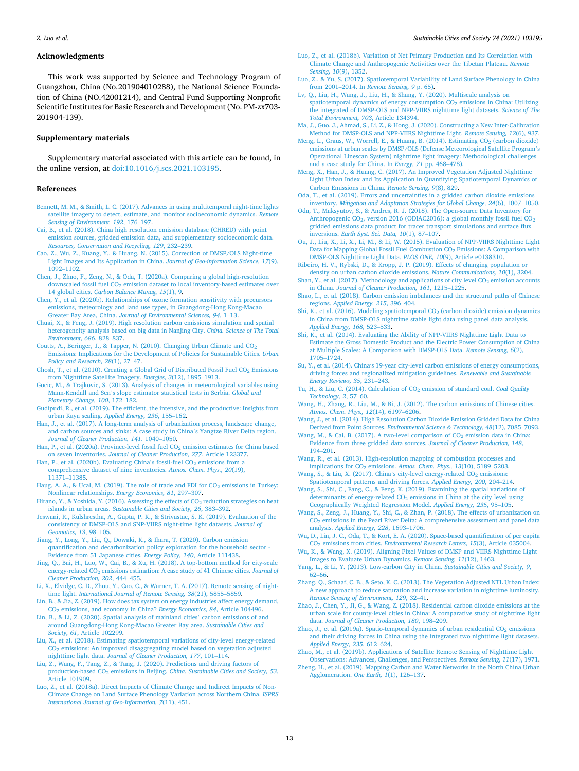## Acknowledgments

This work was supported by Science and Technology Program of Guangzhou, China (No.201904010288), the National Science Foundation of China (NO.42001214), and Central Fund Supporting Nonprofit Scientific Institutes for Basic Research and Development (No. PM-zx703-201904-139).

## Supplementary materials

Supplementary material associated with this article can be found, in the online version, at doi:10.1016/j.scs.2021.103195.

## References

Bennett, M. M., & Smith, L. C. (2017). Advances in using multitemporal night-time lights satellite imagery to detect, estimate, and monitor socioeconomic dynamics. *Remote Sensing of Environment, 192*, 176–197.

Cai, B., et al. (2018). China high resolution emission database (CHRED) with point emission sources, gridded emission data, and supplementary socioeconomic data. *Resources, Conservation and Recycling, 129*, 232–239.

Cao, Z., Wu, Z., Kuang, Y., & Huang, N. (2015). Correction of DMSP/OLS Night-time Light Images and Its Application in China. *Journal of Geo-information Science, 17*(9), 1092–1102.

Chen, J., Zhao, F., Zeng, N., & Oda, T. (2020a). Comparing a global high-resolution downscaled fossil fuel $CO_2$ emission dataset to local inventory-based estimates over 14 global cities. *Carbon Balance Manag, 15*(1), 9.

Chen, Y., et al. (2020b). Relationships of ozone formation sensitivity with precursors emissions, meteorology and land use types, in Guangdong-Hong Kong-Macao Greater Bay Area, China. *Journal of Environmental Sciences, 94*, 1–13.

Chuai, X., & Feng, J. (2019). High resolution carbon emissions simulation and spatial heterogeneity analysis based on big data in Nanjing City. *China. Science of The Total Environment, 686*, 828–837.

Coutts, A., Beringer, J., & Tapper, N. (2010). Changing Urban Climate and $CO_2$ Emissions: Implications for the Development of Policies for Sustainable Cities. *Urban Policy and Research, 28*(1), 27–47.

Ghosh, T., et al. (2010). Creating a Global Grid of Distributed Fossil Fuel $CO_2$ Emissions from Nighttime Satellite Imagery. *Energies, 3*(12), 1895–1913.

Gocic, M., & Trajkovic, S. (2013). Analysis of changes in meteorological variables using Mann-Kendall and Sen's slope estimator statistical tests in Serbia. *Global and Planetary Change, 100*, 172–182.

Gudipudi, R., et al. (2019). The efficient, the intensive, and the productive: Insights from urban Kaya scaling. *Applied Energy, 236*, 155–162.

Han, J., et al. (2017). A long-term analysis of urbanization process, landscape change, and carbon sources and sinks: A case study in China's Yangtze River Delta region. *Journal of Cleaner Production, 141*, 1040–1050.

Han, P., et al. (2020a). Province-level fossil fuel $CO_2$ emission estimates for China based on seven inventories. *Journal of Cleaner Production, 277*, Article 123377.

Han, P., et al. (2020b). Evaluating China's fossil-fuel $CO_2$ emissions from a comprehensive dataset of nine inventories. *Atmos. Chem. Phys., 20*(19), 11371–11385.

Haug, A. A., & Ucal, M. (2019). The role of trade and FDI for $CO_2$ emissions in Turkey: Nonlinear relationships. *Energy Economics, 81*, 297–307.

Hirano, Y., & Yoshida, Y. (2016). Assessing the effects of $CO_2$ reduction strategies on heat islands in urban areas. *Sustainable Cities and Society, 26*, 383–392.

Jeswani, R., Kulshrestha, A., Gupta, P. K., & Srivastav, S. K. (2019). Evaluation of the consistency of DMSP-OLS and SNP-VIIRS night-time light datasets. *Journal of Geomatics, 13*, 98–105.

Jiang, Y., Long, Y., Liu, Q., Dowaki, K., & Ihara, T. (2020). Carbon emission quantification and decarbonization policy exploration for the household sector - Evidence from 51 Japanese cities. *Energy Policy, 140*, Article 111438.

Jing, Q., Bai, H., Luo, W., Cai, B., & Xu, H. (2018). A top-bottom method for city-scale energy-related $CO_2$ emissions estimation: A case study of 41 Chinese cities. *Journal of Cleaner Production, 202*, 444–455.

Li, X., Elvidge, C. D., Zhou, Y., Cao, C., & Warner, T. A. (2017). Remote sensing of night-time light. *International Journal of Remote Sensing, 38*(21), 5855–5859.

Lin, B., & Jia, Z. (2019). How does tax system on energy industries affect energy demand, $CO_2$ emissions, and economy in China? *Energy Economics, 84*, Article 104496.

Lin, B., & Li, Z. (2020). Spatial analysis of mainland cities' carbon emissions of and around Guangdong-Hong Kong-Macao Greater Bay area. *Sustainable Cities and Society, 61*, Article 102299.

Liu, X., et al. (2018). Estimating spatiotemporal variations of city-level energy-related $CO_2$ emissions: An improved disaggregating model based on vegetation adjusted nighttime light data. *Journal of Cleaner Production, 177*, 101–114.

Liu, Z., Wang, F., Tang, Z., & Tang, J. (2020). Predictions and driving factors of production-based $CO_2$ emissions in Beijing. *China. Sustainable Cities and Society, 53*, Article 101909.

Luo, Z., et al. (2018a). Direct Impacts of Climate Change and Indirect Impacts of Non-Climate Change on Land Surface Phenology Variation across Northern China. *ISPRS International Journal of Geo-Information, 7*(11), 451.

Luo, Z., et al. (2018b). Variation of Net Primary Production and Its Correlation with Climate Change and Anthropogenic Activities over the Tibetan Plateau. *Remote Sensing, 10*(9), 1352.

Luo, Z., & Yu, S. (2017). Spatiotemporal Variability of Land Surface Phenology in China from 2001–2014. In *Remote Sensing, 9* p. 65).

Lv, Q., Liu, H., Wang, J., Liu, H., & Shang, Y. (2020). Multiscale analysis on spatiotemporal dynamics of energy consumption $CO_2$ emissions in China: Utilizing the integrated of DMSP-OLS and NPP-VIIRS nighttime light datasets. *Science of The Total Environment, 703*, Article 134394.

Ma, J., Guo, J., Ahmad, S., Li, Z., & Hong, J. (2020). Constructing a New Inter-Calibration Method for DMSP-OLS and NPP-VIIRS Nighttime Light. *Remote Sensing, 12*(6), 937.

Meng, L., Graus, W., Worrell, E., & Huang, B. (2014). Estimating $CO_2$ (carbon dioxide) emissions at urban scales by DMSP/OLS (Defense Meteorological Satellite Program's Operational Linescan System) nighttime light imagery: Methodological challenges and a case study for China. In *Energy, 71* pp. 468–478).

Meng, X., Han, J., & Huang, C. (2017). An Improved Vegetation Adjusted Nighttime Light Urban Index and Its Application in Quantifying Spatiotemporal Dynamics of Carbon Emissions in China. *Remote Sensing, 9*(8), 829.

Oda, T., et al. (2019). Errors and uncertainties in a gridded carbon dioxide emissions inventory. *Mitigation and Adaptation Strategies for Global Change, 24*(6), 1007–1050.

Oda, T., Maksyutov, S., & Andres, R. J. (2018). The Open-source Data Inventory for Anthropogenic $CO_2$, version 2016 (ODIAC2016): a global monthly fossil fuel $CO_2$ gridded emissions data product for tracer transport simulations and surface flux inversions. *Earth Syst. Sci. Data, 10*(1), 87–107.

Ou, J., Liu, X., Li, X., Li, M., & Li, W. (2015). Evaluation of NPP-VIIRS Nighttime Light Data for Mapping Global Fossil Fuel Combustion $CO_2$ Emissions: A Comparison with DMSP-OLS Nighttime Light Data. *PLOS ONE, 10*(9), Article e0138310.

Ribeiro, H. V., Rybski, D., & Kropp, J. P. (2019). Effects of changing population or density on urban carbon dioxide emissions. *Nature Communications, 10*(1), 3204.

Shan, Y., et al. (2017). Methodology and applications of city level $CO_2$ emission accounts in China. *Journal of Cleaner Production, 161*, 1215–1225.

Shao, L., et al. (2018). Carbon emission imbalances and the structural paths of Chinese regions. *Applied Energy, 215*, 396–404.

Shi, K., et al. (2016). Modeling spatiotemporal $CO_2$ (carbon dioxide) emission dynamics in China from DMSP-OLS nighttime stable light data using panel data analysis. *Applied Energy, 168*, 523–533.

Shi, K., et al. (2014). Evaluating the Ability of NPP-VIIRS Nighttime Light Data to Estimate the Gross Domestic Product and the Electric Power Consumption of China at Multiple Scales: A Comparison with DMSP-OLS Data. *Remote Sensing, 6*(2), 1705–1724.

Su, Y., et al. (2014). China's 19-year city-level carbon emissions of energy consumptions, driving forces and regionalized mitigation guidelines. *Renewable and Sustainable Energy Reviews, 35*, 231–243.

Tu, H., & Liu, C. (2014). Calculation of $CO_2$ emission of standard coal. *Coal Quality Technology, 2*, 57–60.

Wang, H., Zhang, R., Liu, M., & Bi, J. (2012). The carbon emissions of Chinese cities. *Atmos. Chem. Phys., 12*(14), 6197–6206.

Wang, J., et al. (2014). High Resolution Carbon Dioxide Emission Gridded Data for China Derived from Point Sources. *Environmental Science & Technology, 48*(12), 7085–7093.

Wang, M., & Cai, B. (2017). A two-level comparison of $CO_2$ emission data in China: Evidence from three gridded data sources. *Journal of Cleaner Production, 148*, 194–201.

Wang, R., et al. (2013). High-resolution mapping of combustion processes and implications for $CO_2$ emissions. *Atmos. Chem. Phys., 13*(10), 5189–5203.

Wang, S., & Liu, X. (2017). China's city-level energy-related $CO_2$ emissions: Spatiotemporal patterns and driving forces. *Applied Energy, 200*, 204–214.

Wang, S., Shi, C., Fang, C., & Feng, K. (2019). Examining the spatial variations of determinants of energy-related $CO_2$ emissions in China at the city level using Geographically Weighted Regression Model. *Applied Energy, 235*, 95–105.

Wang, S., Zeng, J., Huang, Y., Shi, C., & Zhan, P. (2018). The effects of urbanization on $CO_2$ emissions in the Pearl River Delta: A comprehensive assessment and panel data analysis. *Applied Energy, 228*, 1693–1706.

Wu, D., Lin, J. C., Oda, T., & Kort, E. A. (2020). Space-based quantification of per capita $CO_2$ emissions from cities. *Environmental Research Letters, 15*(3), Article 035004.

Wu, K., & Wang, X. (2019). Aligning Pixel Values of DMSP and VIIRS Nighttime Light Images to Evaluate Urban Dynamics. *Remote Sensing, 11*(12), 1463.

Yang, L., & Li, Y. (2013). Low-carbon City in China. *Sustainable Cities and Society, 9*, 62–66.

Zhang, Q., Schaaf, C. B., & Seto, K. C. (2013). The Vegetation Adjusted NTL Urban Index: A new approach to reduce saturation and increase variation in nighttime luminosity. *Remote Sensing of Environment, 129*, 32–41.

Zhao, J., Chen, Y., Ji, G., & Wang, Z. (2018). Residential carbon dioxide emissions at the urban scale for county-level cities in China: A comparative study of nighttime light data. *Journal of Cleaner Production, 180*, 198–209.

Zhao, J., et al. (2019a). Spatio-temporal dynamics of urban residential $CO_2$ emissions and their driving forces in China using the integrated two nighttime light datasets. *Applied Energy, 235*, 612–624.

Zhao, M., et al. (2019b). Applications of Satellite Remote Sensing of Nighttime Light Observations: Advances, Challenges, and Perspectives. *Remote Sensing, 11*(17), 1971.

Zheng, H., et al. (2019). Mapping Carbon and Water Networks in the North China Urban Agglomeration. *One Earth, 1*(1), 126–137.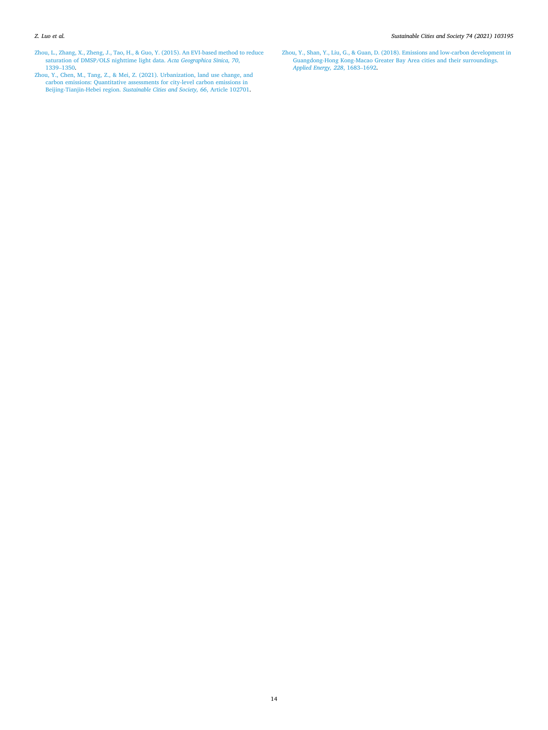Zhou, L., Zhang, X., Zheng, J., Tao, H., & Guo, Y. (2015). An EVI-based method to reduce saturation of DMSP/OLS nighttime light data. *Acta Geographica Sinica, 70*, 1339–1350.

Zhou, Y., Chen, M., Tang, Z., & Mei, Z. (2021). Urbanization, land use change, and carbon emissions: Quantitative assessments for city-level carbon emissions in Beijing-Tianjin-Hebei region. *Sustainable Cities and Society, 66*, Article 102701.

Zhou, Y., Shan, Y., Liu, G., & Guan, D. (2018). Emissions and low-carbon development in Guangdong-Hong Kong-Macao Greater Bay Area cities and their surroundings. *Applied Energy, 228*, 1683–1692.